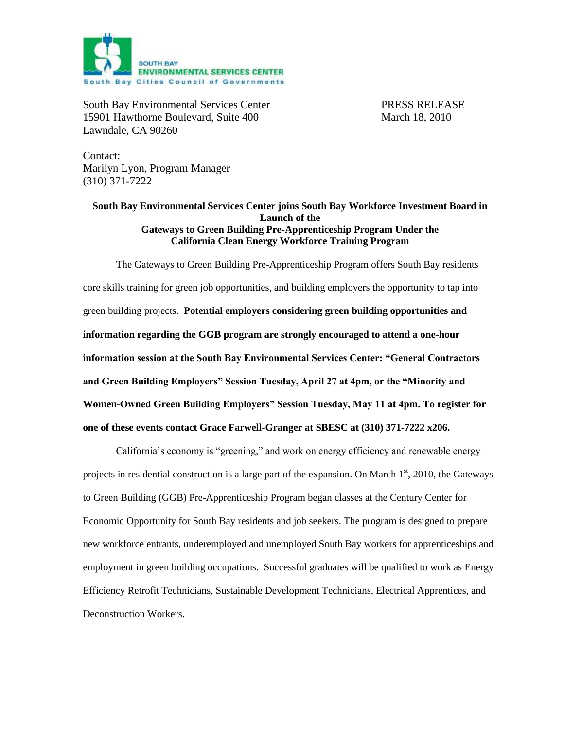SOUTH BAY
ENVIRONMENTAL SERVICES CENTER
South Bay Cities Council of Governments

South Bay Environmental Services Center
15901 Hawthorne Boulevard, Suite 400
Lawndale, CA 90260

PRESS RELEASE
March 18, 2010

Contact:
Marilyn Lyon, Program Manager
(310) 371-7222

**South Bay Environmental Services Center joins South Bay Workforce Investment Board in Launch of the Gateways to Green Building Pre-Apprenticeship Program Under the California Clean Energy Workforce Training Program**

The Gateways to Green Building Pre-Apprenticeship Program offers South Bay residents core skills training for green job opportunities, and building employers the opportunity to tap into green building projects. **Potential employers considering green building opportunities and information regarding the GGB program are strongly encouraged to attend a one-hour information session at the South Bay Environmental Services Center: "General Contractors and Green Building Employers" Session Tuesday, April 27 at 4pm, or the "Minority and Women-Owned Green Building Employers" Session Tuesday, May 11 at 4pm. To register for one of these events contact Grace Farwell-Granger at SBESC at (310) 371-7222 x206.**

California's economy is "greening," and work on energy efficiency and renewable energy projects in residential construction is a large part of the expansion. On March 1st, 2010, the Gateways to Green Building (GGB) Pre-Apprenticeship Program began classes at the Century Center for Economic Opportunity for South Bay residents and job seekers. The program is designed to prepare new workforce entrants, underemployed and unemployed South Bay workers for apprenticeships and employment in green building occupations. Successful graduates will be qualified to work as Energy Efficiency Retrofit Technicians, Sustainable Development Technicians, Electrical Apprentices, and Deconstruction Workers.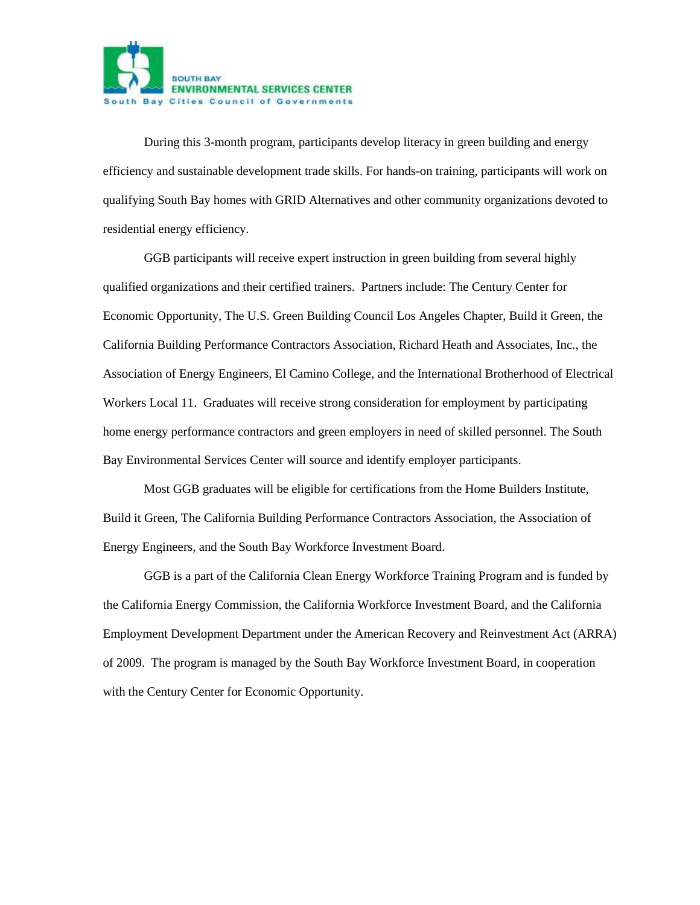During this 3-month program, participants develop literacy in green building and energy efficiency and sustainable development trade skills. For hands-on training, participants will work on qualifying South Bay homes with GRID Alternatives and other community organizations devoted to residential energy efficiency.

GGB participants will receive expert instruction in green building from several highly qualified organizations and their certified trainers. Partners include: The Century Center for Economic Opportunity, The U.S. Green Building Council Los Angeles Chapter, Build it Green, the California Building Performance Contractors Association, Richard Heath and Associates, Inc., the Association of Energy Engineers, El Camino College, and the International Brotherhood of Electrical Workers Local 11. Graduates will receive strong consideration for employment by participating home energy performance contractors and green employers in need of skilled personnel. The South Bay Environmental Services Center will source and identify employer participants.

Most GGB graduates will be eligible for certifications from the Home Builders Institute, Build it Green, The California Building Performance Contractors Association, the Association of Energy Engineers, and the South Bay Workforce Investment Board.

GGB is a part of the California Clean Energy Workforce Training Program and is funded by the California Energy Commission, the California Workforce Investment Board, and the California Employment Development Department under the American Recovery and Reinvestment Act (ARRA) of 2009. The program is managed by the South Bay Workforce Investment Board, in cooperation with the Century Center for Economic Opportunity.